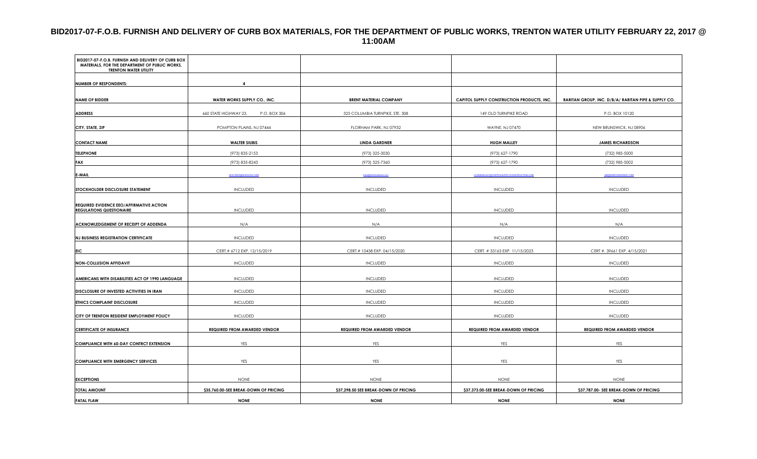# BID2017-07-F.O.B. FURNISH AND DELIVERY OF CURB BOX MATERIALS, FOR THE DEPARTMENT OF PUBLIC WORKS, TRENTON WATER UTILITY FEBRUARY 22, 2017 @ 11:00AM

| BID2017-07-F.O.B. FURNISH AND DELIVERY OF CURB BOX MATERIALS, FOR THE DEPARTMENT OF PUBLIC WORKS, TRENTON WATER UTILITY | | | | |
|---|---|---|---|---|
| **NUMBER OF RESPONDENTS:** | **4** | | | |
| **NAME OF BIDDER** | **WATER WORKS SUPPLY CO., INC.** | **BRENT MATERIAL COMPANY** | **CAPITOL SUPPLY CONSTRUCTION PRODUCTS, INC.** | **RARITAN GROUP, INC. D/B/A/ RARITAN PIPE & SUPPLY CO.** |
| **ADDRESS** | 660 STATE HIGHWAY 23, P.O. BOX 306 | 325 COLUMBIA TURNPIKE, STE. 308 | 149 OLD TURNPIKE ROAD | P.O. BOX 10120 |
| **CITY, STATE, ZIP** | POMPTON PLAINS, NJ 07444 | FLORHAM PARK, NJ 07932 | WAYNE, NJ 07470 | NEW BRUNSWICK, NJ 08906 |
| **CONTACT NAME** | **WALTER SIUBIS** | **LINDA GARDNER** | **HUGH MALLEY** | **JAMES RICHARDSON** |
| **TELEPHONE** | (973) 835-2153 | (973) 325-3030 | (973) 627-1790 | (732) 985-5000 |
| **FAX** | (973) 835-8243 | (973) 325-7360 | (973) 627-1790 | (732) 985-5002 |
| **E-MAIL** | WALTERS@WWSCNJ.COM | linda@brentmaterial.com | HUGHMALLEY@CAPITOLSUPPLYCONSTRUCTION.COM | JIM@RARITANGROUP.COM |
| **STOCKHOLDER DISCLOSURE STATEMENT** | INCLUDED | INCLUDED | INCLUDED | INCLUDED |
| **REQUIRED EVIDENCE EEO/AFFIRMATIVE ACTION REGULATIONS QUESTIONAIRE** | INCLUDED | INCLUDED | INCLUDED | INCLUDED |
| **ACKNOWLEDGEMENT OF RECEIPT OF ADDENDA** | N/A | N/A | N/A | N/A |
| **NJ BUSINESS REGISTRATION CERTIFICATE** | INCLUDED | INCLUDED | INCLUDED | INCLUDED |
| **EIC** | CERT.# 6712 EXP. 12/15/2019 | CERT.# 10438 EXP. 04/15/2020 | CERT. # 33163 EXP. 11/15/2023 | CERT #. 39661 EXP. 4/15/2021 |
| **NON-COLLUSION AFFIDAVIT** | INCLUDED | INCLUDED | INCLUDED | INCLUDED |
| **AMERICANS WITH DISABILITIES ACT OF 1990 LANGUAGE** | INCLUDED | INCLUDED | INCLUDED | INCLUDED |
| **DISCLOSURE OF INVESTED ACTIVITIES IN IRAN** | INCLUDED | INCLUDED | INCLUDED | INCLUDED |
| **ETHICS COMPLAINT DISCLOSURE** | INCLUDED | INCLUDED | INCLUDED | INCLUDED |
| **CITY OF TRENTON RESIDENT EMPLOYMENT POLICY** | INCLUDED | INCLUDED | INCLUDED | INCLUDED |
| **CERTIFICATE OF INSURANCE** | **REQUIRED FROM AWARDED VENDOR** | **REQUIRED FROM AWARDED VENDOR** | **REQUIRED FROM AWARDED VENDOR** | **REQUIRED FROM AWARDED VENDOR** |
| **COMPLIANCE WITH 60-DAY CONTRCT EXTENSION** | YES | YES | YES | YES |
| **COMPLIANCE WITH EMERGENCY SERVICES** | YES | YES | YES | YES |
| **EXCEPTIONS** | NONE | NONE | NONE | NONE |
| **TOTAL AMOUNT** | **$35,760.00-SEE BREAK-DOWN OF PRICING** | **$37,298.50 SEE BREAK-DOWN OF PRICING** | **$37,373.00-SEE BREAK-DOWN OF PRICING** | **$37,787.00- SEE BREAK-DOWN OF PRICING** |
| **FATAL FLAW** | **NONE** | **NONE** | **NONE** | **NONE** |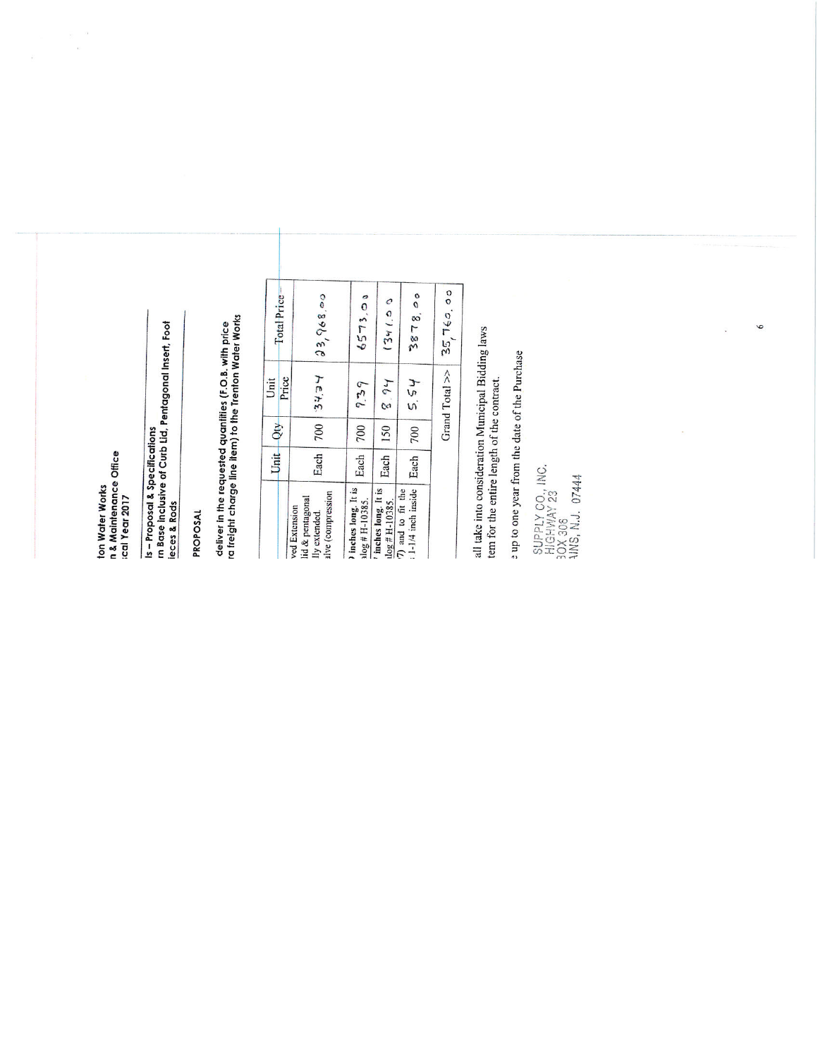ton Water Works
n & Maintenance Office
cal Year 2017

ls – Proposal & Specifications
rn Base Inclusive of Curb Lid, Pentagonal Insert, Foot
ieces & Rods

PROPOSAL

deliver in the requested quantities (F.O.B. with price
ra freight charge line item) to the Trenton Water Works

| | Unit | Qty | Unit Price | Total Price |
|---|---|---|---|---|
| ved Extension lid & pentagonal lly extended. ive (compression | Each | 700 | 34.24 | 23,968.00 |
| inches long. It is alog # H-10385. | Each | 700 | 9.39 | 6573.00 |
| inches long. It is alog # H-10385. | Each | 150 | 8.94 | 1341.00 |
| 7) and to fit the 1-1/4 inch inside | Each | 700 | 5.54 | 3878.00 |
| | | | Grand Total >> | 35,760.00 |

all take into consideration Municipal Bidding laws
tem for the entire length of the contract.

e up to one year from the date of the Purchase

SUPPLY CO., INC.
HIGHWAY 23
BOX 306
AINS, N.J. 07444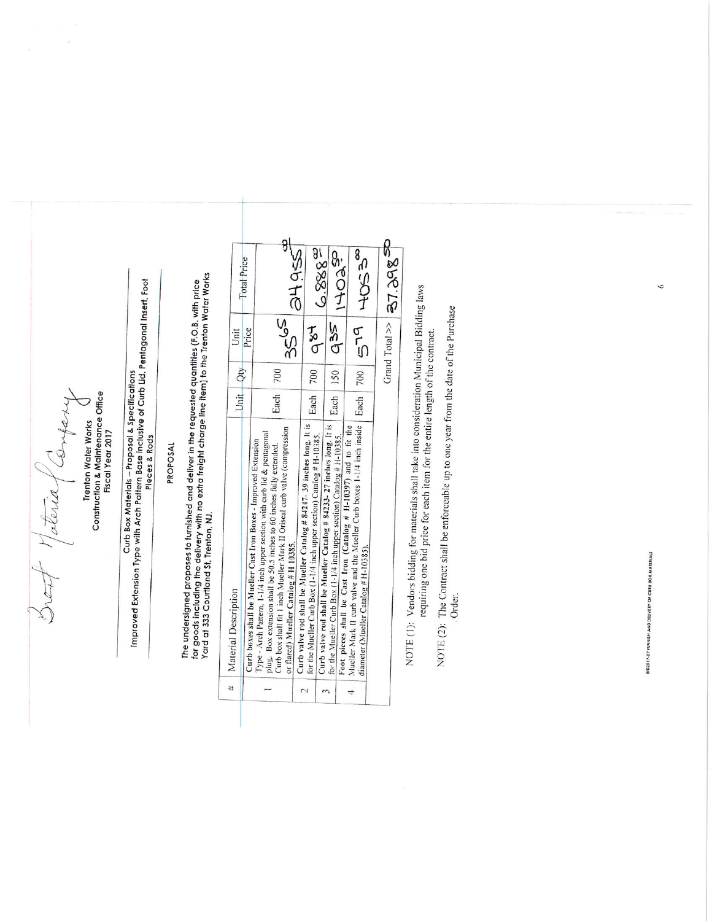Brent Material Company

**Trenton Water Works**
**Construction & Maintenance Office**
**Fiscal Year 2017**

**Curb Box Materials – Proposal & Specifications**
**Improved Extension Type with Arch Pattern Base inclusive of Curb Lid, Pentagonal Insert, Foot Pieces & Rods**

## PROPOSAL

**The undersigned proposes to furnished and deliver in the requested quantities (F.O.B. with price for goods including the delivery with no extra freight charge line item) to the Trenton Water Works Yard at 333 Courtland St, Trenton, NJ.**

| # | Material Description | Unit | Qty | Unit Price | Total Price |
|---|---|---|---|---|---|
| 1 | Curb boxes shall be Mueller Cast Iron Boxes - Improved Extension Type - Arch Pattern, 1-1/4 inch upper section with curb lid & pentagonal plug. Box extension shall be 50.5 inches to 60 inches fully extended. Curb box shall fit 1 inch Mueller Mark II Oriseal curb valve (compression or flared) Mueller Catalog # H 10385. | Each | 700 | 35.65 | 24,955.00 |
| 2 | Curb valve rod shall be Mueller Catalog # 84247- 39 inches long. It is for the Mueller Curb Box (1-1/4 inch upper section) Catalog # H-10385. | Each | 700 | 9.84 | 6,888.00 |
| 3 | Curb valve rod shall be Mueller Catalog # 84233- 27 inches long. It is for the Mueller Curb Box (1-1/4 inch upper section) Catalog # H-10385. | Each | 150 | 9.35 | 1402.50 |
| 4 | Foot pieces shall be Cast Iron (Catalog # H-10397) and to fit the Mueller Mark II curb valve and the Mueller Curb boxes 1-1/4 inch inside diameter (Mueller Catalog # H-10385). | Each | 700 | 5.79 | 4053.00 |
| | | | | Grand Total >> | 37,298.50 |

NOTE (1): Vendors bidding for materials shall take into consideration Municipal Bidding laws requiring one bid price for each item for the entire length of the contract.

NOTE (2): The Contract shall be enforceable up to one year from the date of the Purchase Order.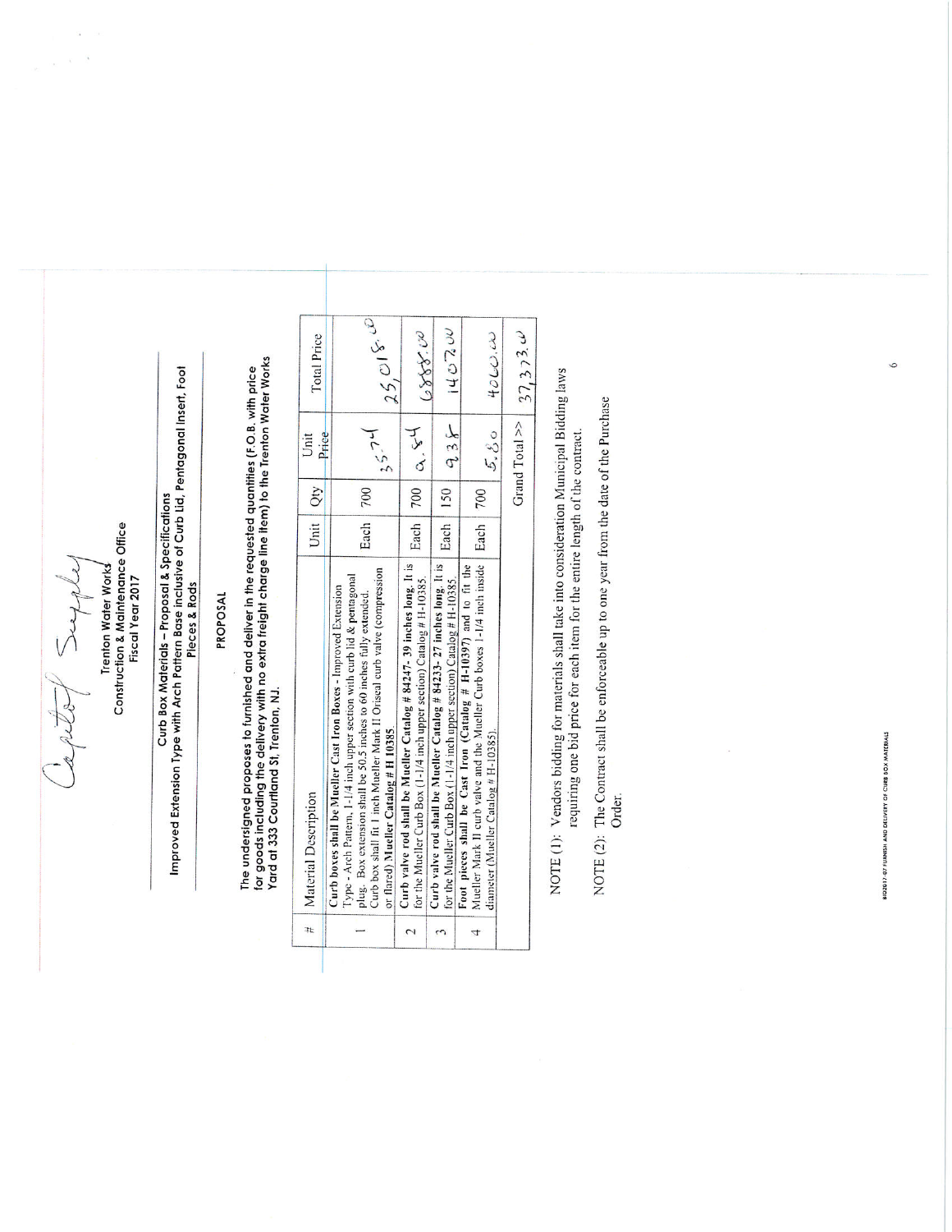Capitol Supply

**Trenton Water Works**
**Construction & Maintenance Office**
**Fiscal Year 2017**

**Curb Box Materials – Proposal & Specifications**
**Improved Extension Type with Arch Pattern Base inclusive of Curb Lid, Pentagonal Insert, Foot Pieces & Rods**

## PROPOSAL

**The undersigned proposes to furnished and deliver in the requested quantities (F.O.B. with price for goods including the delivery with no extra freight charge line item) to the Trenton Water Works Yard at 333 Courtland St, Trenton, NJ.**

| # | Material Description | Unit | Qty | Unit Price | Total Price |
|---|---|---|---|---|---|
| 1 | **Curb boxes shall be Mueller Cast Iron Boxes** - Improved Extension Type - Arch Pattern, 1-1/4 inch upper section with curb lid & pentagonal plug. Box extension shall be 50.5 inches to 60 inches fully extended. Curb box shall fit 1 inch Mueller Mark II Oriseal curb valve (compression or flared) **Mueller Catalog # H 10385** | Each | 700 | 35.74 | 25,018.00 |
| 2 | **Curb valve rod shall be Mueller Catalog # 84247- 39 inches long.** It is for the Mueller Curb Box (1-1/4 inch upper section) Catalog # H-10385. | Each | 700 | 9.84 | 6888.00 |
| 3 | **Curb valve rod shall be Mueller Catalog # 84233- 27 inches long.** It is for the Mueller Curb Box (1-1/4 inch upper section) Catalog # H-10385. | Each | 150 | 9.38 | 1407.00 |
| 4 | **Foot pieces shall be Cast Iron (Catalog # H-10397)** and to fit the Mueller Mark II curb valve and the Mueller Curb boxes 1-1/4 inch inside diameter (Mueller Catalog # H-10385). | Each | 700 | 5.80 | 4060.00 |
| | | | | Grand Total >> | 37,373.00 |

NOTE (1): Vendors bidding for materials shall take into consideration Municipal Bidding laws requiring one bid price for each item for the entire length of the contract.

NOTE (2): The Contract shall be enforceable up to one year from the date of the Purchase Order.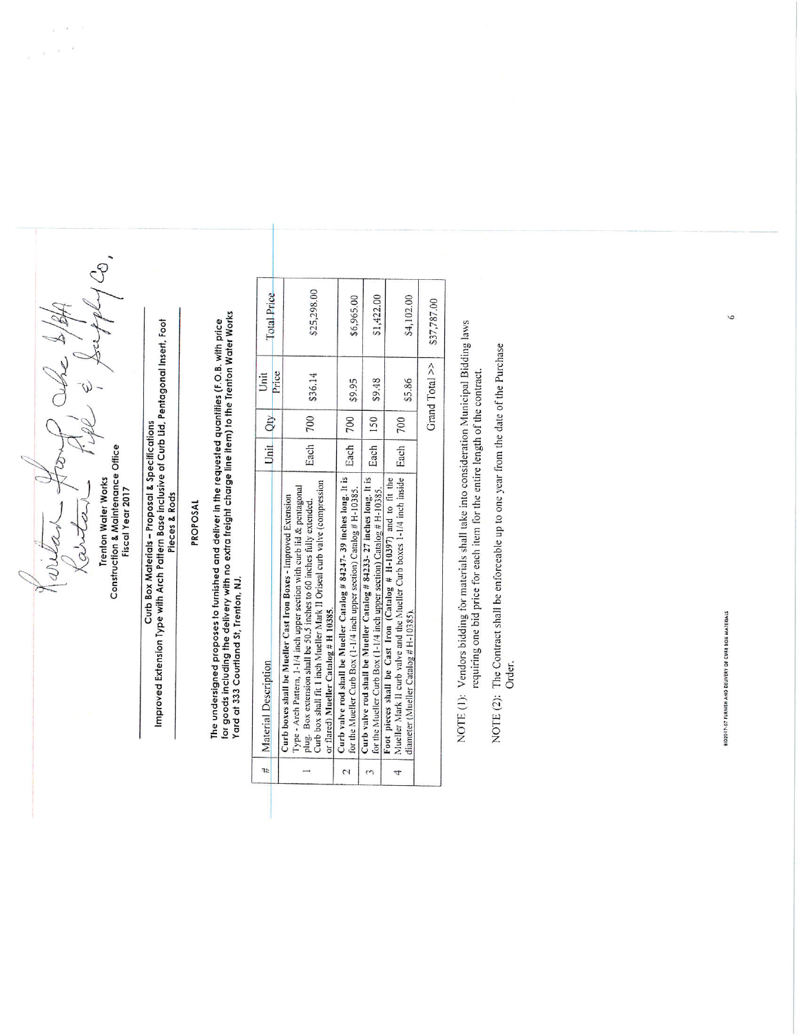Raritan Group dba
Raritan Pipe & Supply Co.

Trenton Water Works
Construction & Maintenance Office
Fiscal Year 2017

Curb Box Materials – Proposal & Specifications
Improved Extension Type with Arch Pattern Base Inclusive of Curb Lid, Pentagonal Insert, Foot Pieces & Rods

## PROPOSAL

**The undersigned proposes to furnished and deliver in the requested quantities (F.O.B. with price for goods including the delivery with no extra freight charge line item) to the Trenton Water Works Yard at 333 Courtland St, Trenton, NJ.**

| # | Material Description | Unit | Qty | Unit Price | Total Price |
|---|---|---|---|---|---|
| 1 | **Curb boxes shall be Mueller Cast Iron Boxes** - Improved Extension Type - Arch Pattern, 1-1/4 inch upper section with curb lid & pentagonal plug. Box extension shall be 50.5 inches to 60 inches fully extended. Curb box shall fit **1 inch** Mueller Mark II Oriseal curb valve (compression or flared) **Mueller Catalog # H 10385.** | Each | 700 | $36.14 | $25,298.00 |
| 2 | **Curb valve rod shall be Mueller Catalog # 84247- 39 inches long.** It is for the Mueller Curb Box (1-1/4 inch upper section) Catalog # H-10385. | Each | 700 | $9.95 | $6,965.00 |
| 3 | **Curb valve rod shall be Mueller Catalog # 84233- 27 inches long.** It is for the Mueller Curb Box (1-1/4 inch upper section) Catalog # H-10385. | Each | 150 | $9.48 | $1,422.00 |
| 4 | **Foot pieces shall be Cast Iron (Catalog # H-10397)** and to fit the Mueller Mark II curb valve and the Mueller Curb boxes 1-1/4 inch inside diameter (Mueller Catalog # H-10385). | Each | 700 | $5.86 | $4,102.00 |
| | | | | Grand Total >> | $37,787.00 |

NOTE (1): Vendors bidding for materials shall take into consideration Municipal Bidding laws requiring one bid price for each item for the entire length of the contract.

NOTE (2): The Contract shall be enforceable up to one year from the date of the Purchase Order.